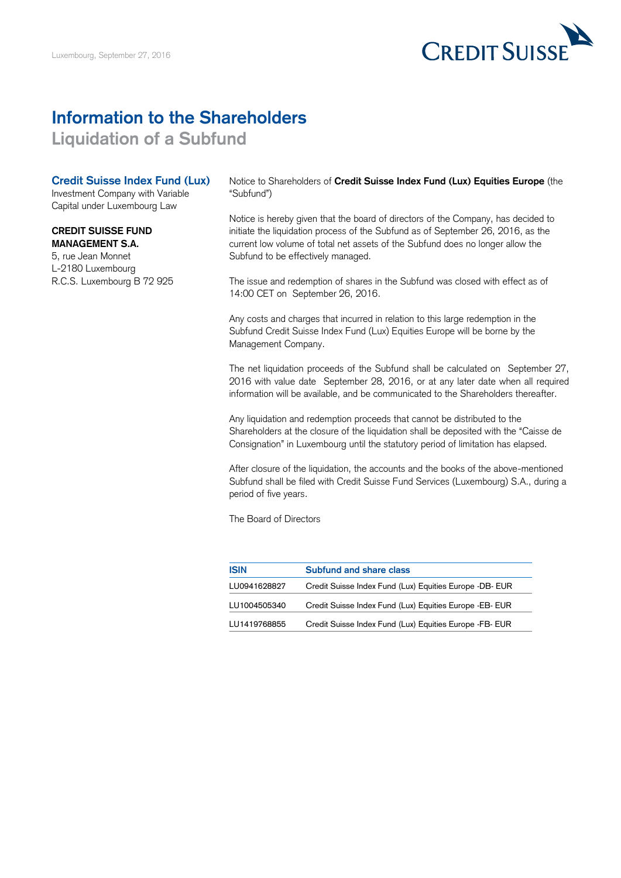Luxembourg, September 27, 2016

CREDIT SUISSE

# Information to the Shareholders

## Liquidation of a Subfund

**Credit Suisse Index Fund (Lux)**
Investment Company with Variable Capital under Luxembourg Law

**CREDIT SUISSE FUND MANAGEMENT S.A.**
5, rue Jean Monnet
L-2180 Luxembourg
R.C.S. Luxembourg B 72 925

Notice to Shareholders of **Credit Suisse Index Fund (Lux) Equities Europe** (the "Subfund")

Notice is hereby given that the board of directors of the Company, has decided to initiate the liquidation process of the Subfund as of September 26, 2016, as the current low volume of total net assets of the Subfund does no longer allow the Subfund to be effectively managed.

The issue and redemption of shares in the Subfund was closed with effect as of 14:00 CET on September 26, 2016.

Any costs and charges that incurred in relation to this large redemption in the Subfund Credit Suisse Index Fund (Lux) Equities Europe will be borne by the Management Company.

The net liquidation proceeds of the Subfund shall be calculated on September 27, 2016 with value date September 28, 2016, or at any later date when all required information will be available, and be communicated to the Shareholders thereafter.

Any liquidation and redemption proceeds that cannot be distributed to the Shareholders at the closure of the liquidation shall be deposited with the "Caisse de Consignation" in Luxembourg until the statutory period of limitation has elapsed.

After closure of the liquidation, the accounts and the books of the above-mentioned Subfund shall be filed with Credit Suisse Fund Services (Luxembourg) S.A., during a period of five years.

The Board of Directors

| ISIN | Subfund and share class |
|---|---|
| LU0941628827 | Credit Suisse Index Fund (Lux) Equities Europe -DB- EUR |
| LU1004505340 | Credit Suisse Index Fund (Lux) Equities Europe -EB- EUR |
| LU1419768855 | Credit Suisse Index Fund (Lux) Equities Europe -FB- EUR |